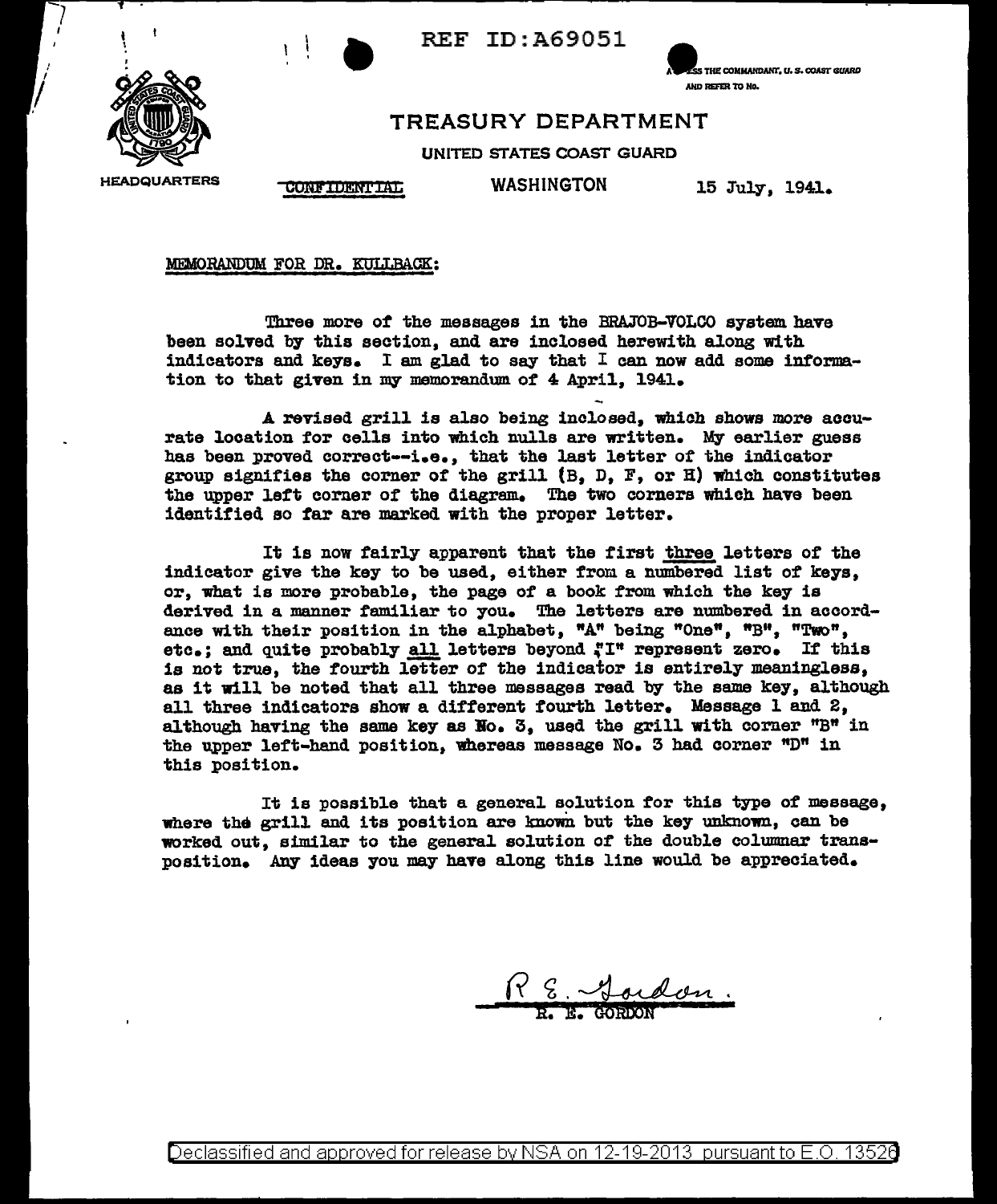REF ID:A69051

ADDRESS THE COMMANDANT, U. S. COAST GUARD AND REFER TO No.

HEADQUARTERS

# TREASURY DEPARTMENT

UNITED STATES COAST GUARD

CONFIDENTIAL

WASHINGTON

15 July, 1941.

MEMORANDUM FOR DR. KULLBACK:

Three more of the messages in the BRAJOB-VOLCO system have been solved by this section, and are inclosed herewith along with indicators and keys. I am glad to say that I can now add some information to that given in my memorandum of 4 April, 1941.

A revised grill is also being inclosed, which shows more accurate location for cells into which nulls are written. My earlier guess has been proved correct--i.e., that the last letter of the indicator group signifies the corner of the grill (B, D, F, or H) which constitutes the upper left corner of the diagram. The two corners which have been identified so far are marked with the proper letter.

It is now fairly apparent that the first <u>three</u> letters of the indicator give the key to be used, either from a numbered list of keys, or, what is more probable, the page of a book from which the key is derived in a manner familiar to you. The letters are numbered in accordance with their position in the alphabet, "A" being "One", "B", "Two", etc.; and quite probably <u>all</u> letters beyond "I" represent zero. If this is not true, the fourth letter of the indicator is entirely meaningless, as it will be noted that all three messages read by the same key, although all three indicators show a different fourth letter. Message 1 and 2, although having the same key as No. 3, used the grill with corner "B" in the upper left-hand position, whereas message No. 3 had corner "D" in this position.

It is possible that a general solution for this type of message, where the grill and its position are known but the key unknown, can be worked out, similar to the general solution of the double columnar transposition. Any ideas you may have along this line would be appreciated.

R. E. Gordon.
R. E. GORDON

Declassified and approved for release by NSA on 12-19-2013 pursuant to E.O. 13526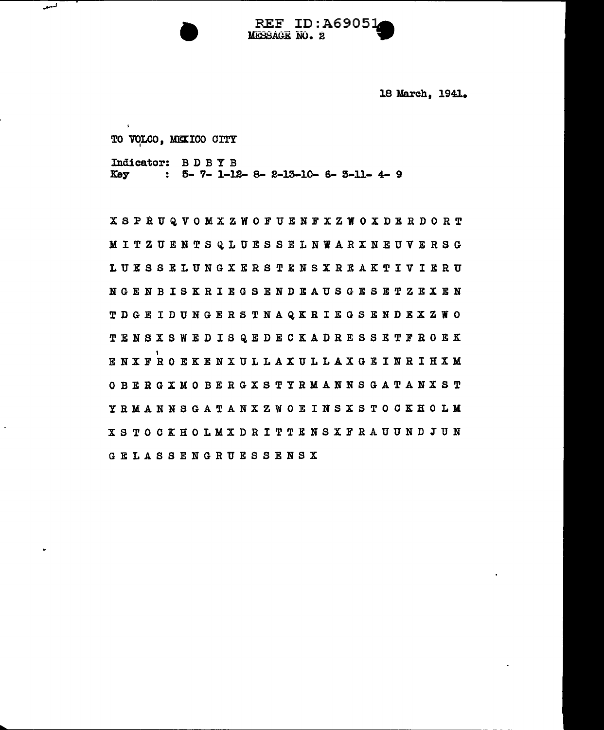REF ID:A69051

MESSAGE NO. 2

18 March, 1941.

TO VOLCO, MEXICO CITY

Indicator: B D B Y B
Key : 5- 7- 1-12- 8- 2-13-10- 6- 3-11- 4- 9

```
X S P R U Q V O M X Z W O F U E N F X Z W O X D E R D O R T
M I T Z U E N T S Q L U E S S E L N W A R X N E U V E R S G
L U E S S E L U N G X E R S T E N S X R E A K T I V I E R U
N G E N B I S K R I E G S E N D E A U S G E S E T Z E X E N
T D G E I D U N G E R S T N A Q K R I E G S E N D E X Z W O
T E N S X S W E D I S Q E D E C K A D R E S S E T F R O E K
E N X F R O E K E N X U L L A X U L L A X G E I N R I H X M
O B E R G X M O B E R G X S T Y R M A N N S G A T A N X S T
Y R M A N N S G A T A N X Z W O E I N S X S T O C K H O L M
X S T O C K H O L M X D R I T T E N S X F R A U U N D J U N
G E L A S S E N G R U E S S E N S X
```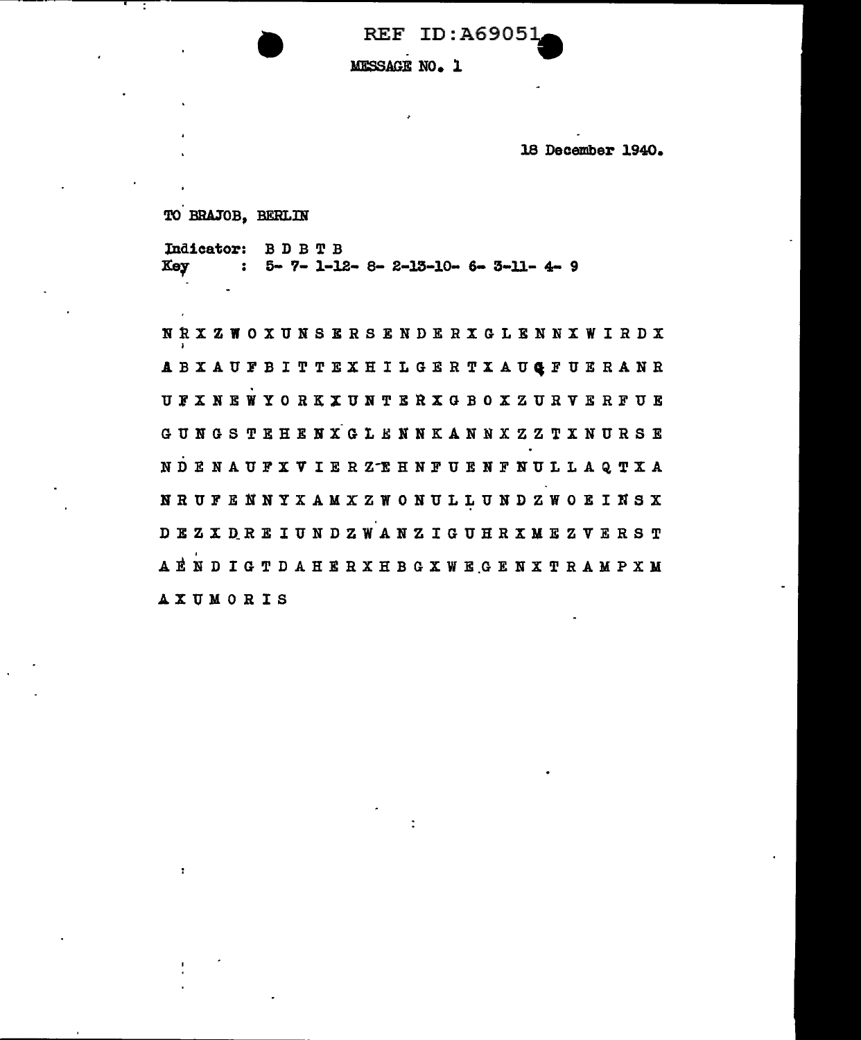REF ID:A69051

MESSAGE NO. 1

18 December 1940.

TO BRAJOB, BERLIN

Indicator: B D B T B
Key : 5- 7- 1-12- 8- 2-13-10- 6- 3-11- 4- 9

N R X Z W O X U N S E R S E N D E R X G L E N N X W I R D X
A B X A U F B I T T E X H I L G E R T X A U G F U E R A N R
U F X N E W Y O R K X U N T E R X G B O X Z U R V E R F U E
G U N G S T E H E N X G L E N N K A N N X Z Z T X N U R S E
N D E N A U F X V I E R Z E H N F U E N F N U L L A Q T X A
N R U F E N N Y X A M X Z W O N U L L U N D Z W O E I N S X
D E Z X D R E I U N D Z W A N Z I G U H R X M E Z V E R S T
A E N D I G T D A H E R X H B G X W E G E N X T R A M P X M
A X U M O R I S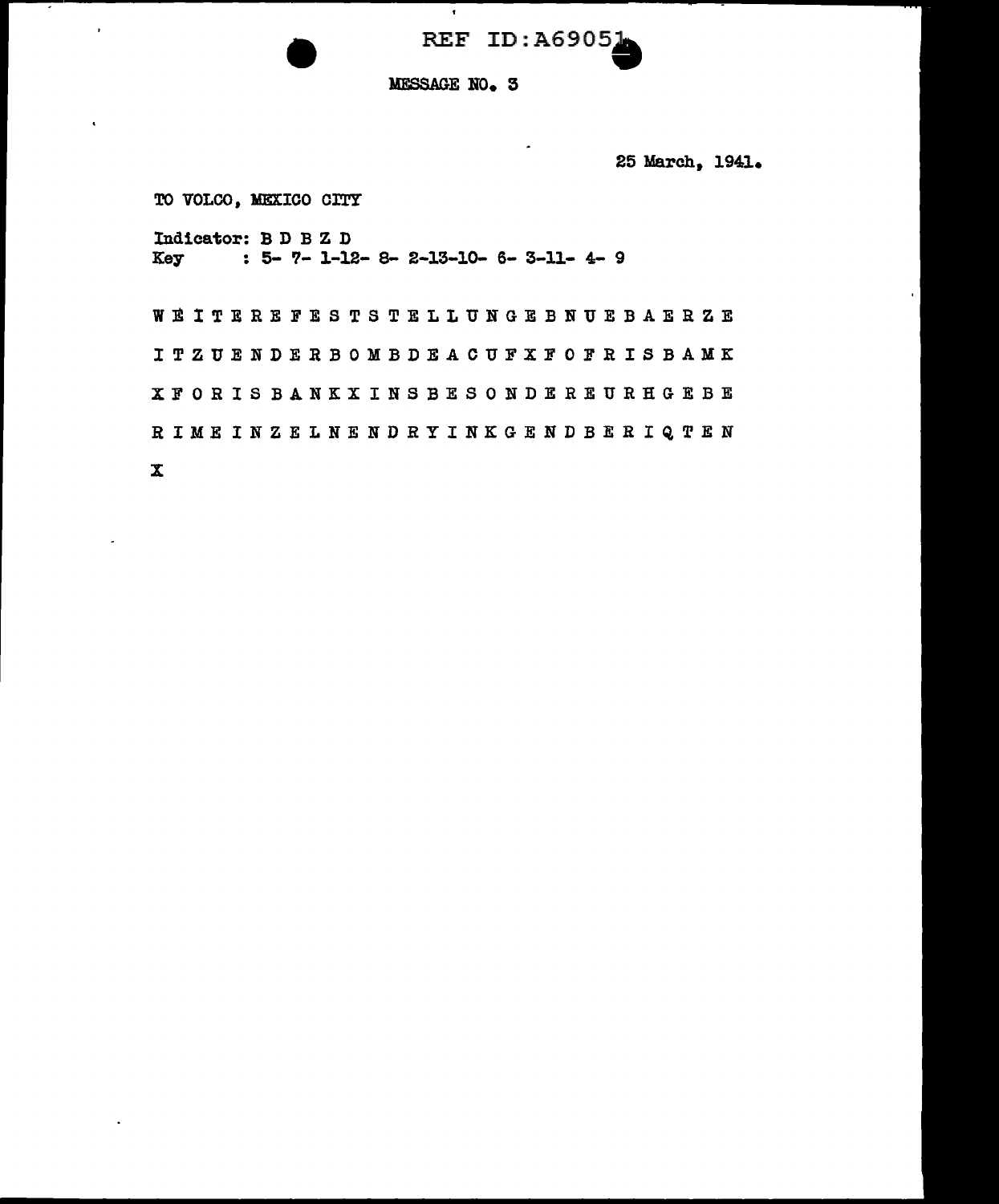REF ID:A69051

MESSAGE NO. 3

25 March, 1941.

TO VOLCO, MEXICO CITY

Indicator: B D B Z D
Key : 5- 7- 1-12- 8- 2-13-10- 6- 3-11- 4- 9

W E I T E R E F E S T S T E L L U N G E B N U E B A E R Z E

I T Z U E N D E R B O M B D E A C U F X F O F R I S B A M K

X F O R I S B A N K X I N S B E S O N D E R E U R H G E B E

R I M E I N Z E L N E N D R Y I N K G E N D B E R I Q T E N

X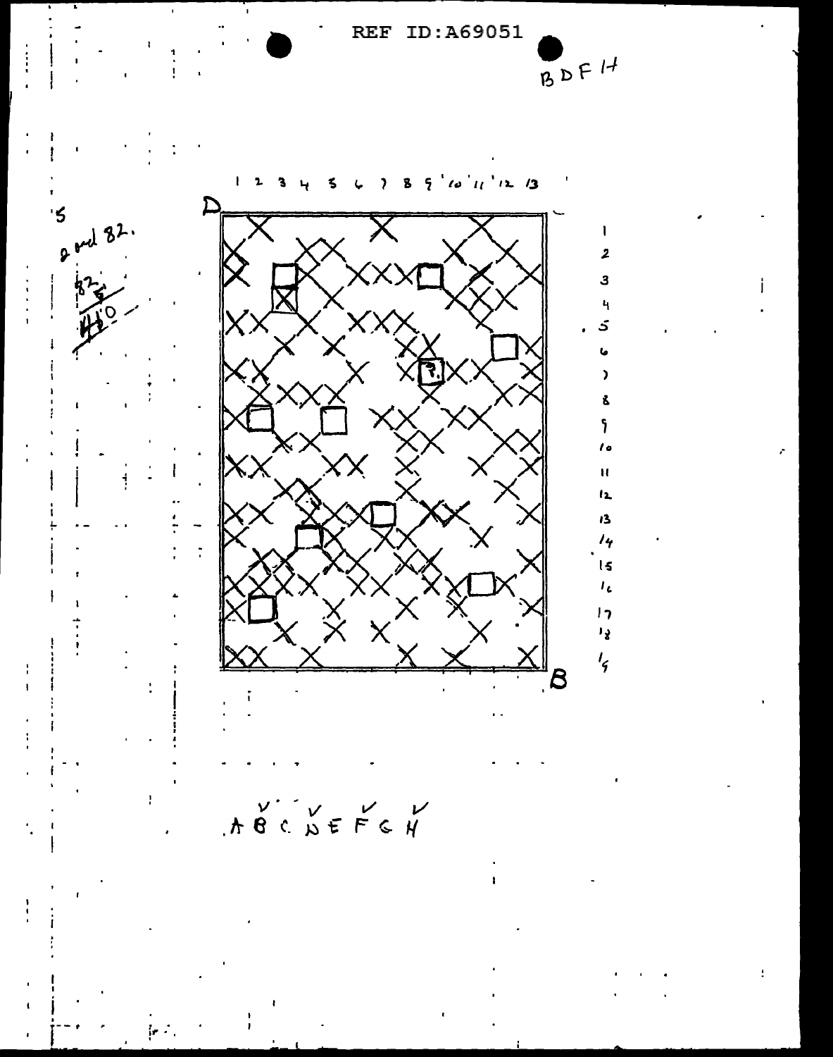REF ID:A69051

BDFH

5

and 82.

$$\frac{82}{\frac{5}{410}}$$

1 2 3 4 5 6 7 8 9 10 11 12 13

D

1
2
3
4
5
6
7
8
9
10
11
12
13
14
15
16
17
18
19

B

A B C D E F G H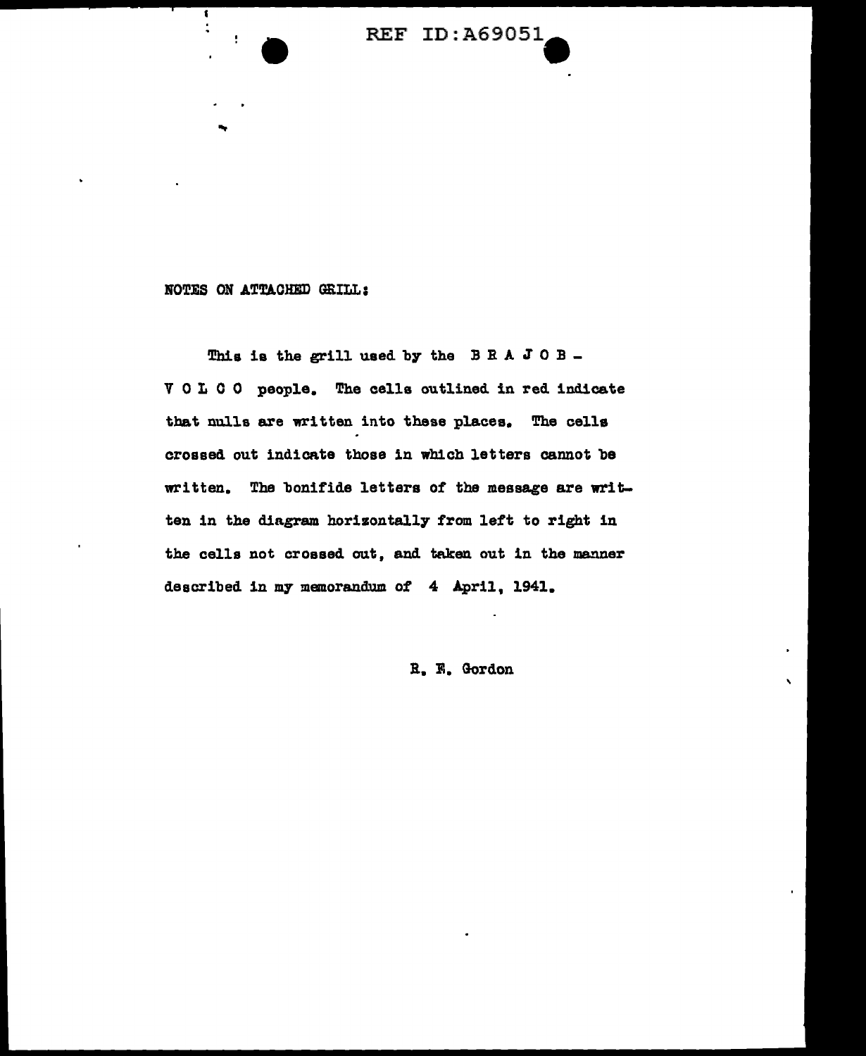NOTES ON ATTACHED GRILL:

This is the grill used by the B R A J O B - V O L C O people. The cells outlined in red indicate that nulls are written into these places. The cells crossed out indicate those in which letters cannot be written. The bonifide letters of the message are written in the diagram horizontally from left to right in the cells not crossed out, and taken out in the manner described in my memorandum of 4 April, 1941.

R. E. Gordon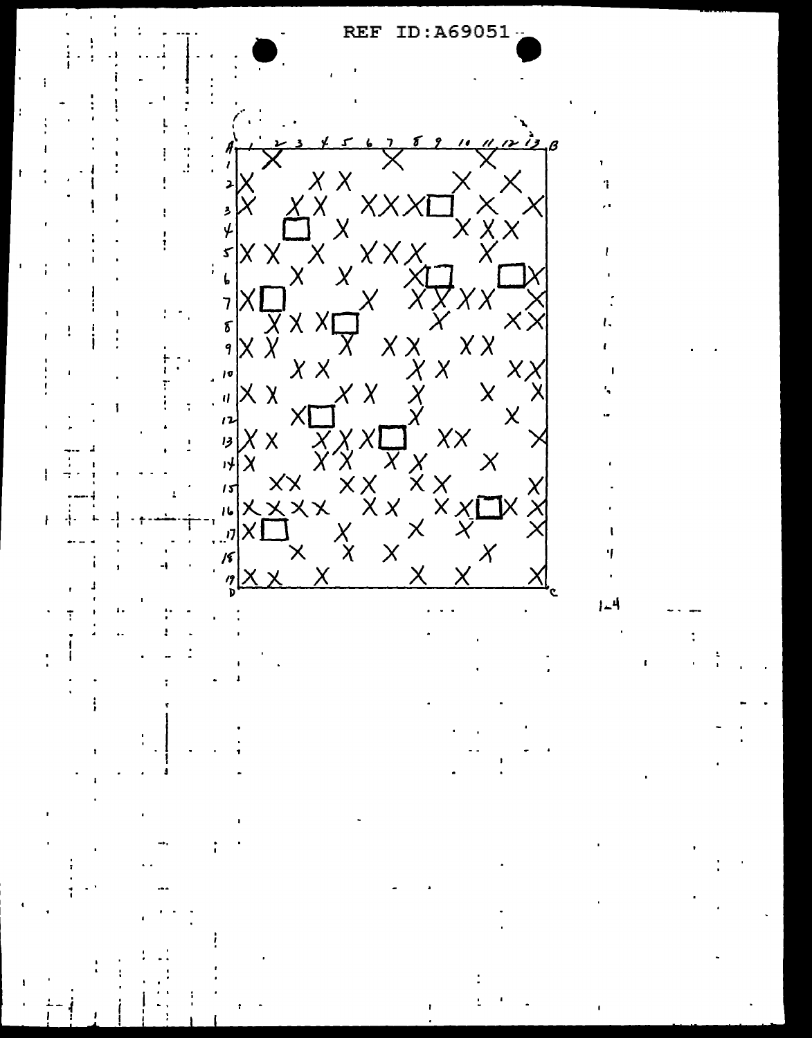REF ID:A69051

| A | 1 | 2 | 3 | 4 | 5 | 6 | 7 | 8 | 9 | 10 | 11 | 12 | 13 | B |
|---|---|---|---|---|---|---|---|---|---|---|---|---|---|---|
| 1 | | X | | | | | X | | | | X | | | |
| 2 | X | | | X | X | | | | | X | | X | | |
| 3 | X | | X | X | | X | X | X | □ | | X | | X | |
| 4 | | | □ | | X | | | | | X | X | X | | |
| 5 | X | X | | X | | X | X | X | | | X | | | |
| 6 | | | X | | X | | | X | □ | | | □ | X | |
| 7 | X | □ | | | | X | | X | X | X | X | | X | |
| 8 | | X | X | X | □ | | | | X | | | X | X | |
| 9 | X | X | | | X | | X | X | | X | X | | | |
| 10 | | | X | X | | | | X | X | | | X | X | |
| 11 | X | X | | | X | X | | X | | | X | | X | |
| 12 | | | X | □ | | | | X | | | | X | | |
| 13 | X | X | | X | X | X | □ | | X | X | | | X | |
| 14 | X | | | X | X | | X | X | | | X | | | |
| 15 | | X | X | | X | X | | X | X | | | | X | |
| 16 | X | X | X | X | | X | X | | X | X | □ | X | X | |
| 17 | X | □ | | | X | | | X | | X | | | X | |
| 18 | | | X | | X | | X | | | | X | | | |
| 19 | X | X | | X | | | | X | | X | | | X | |
| D | | | | | | | | | | | | | | C |

1-4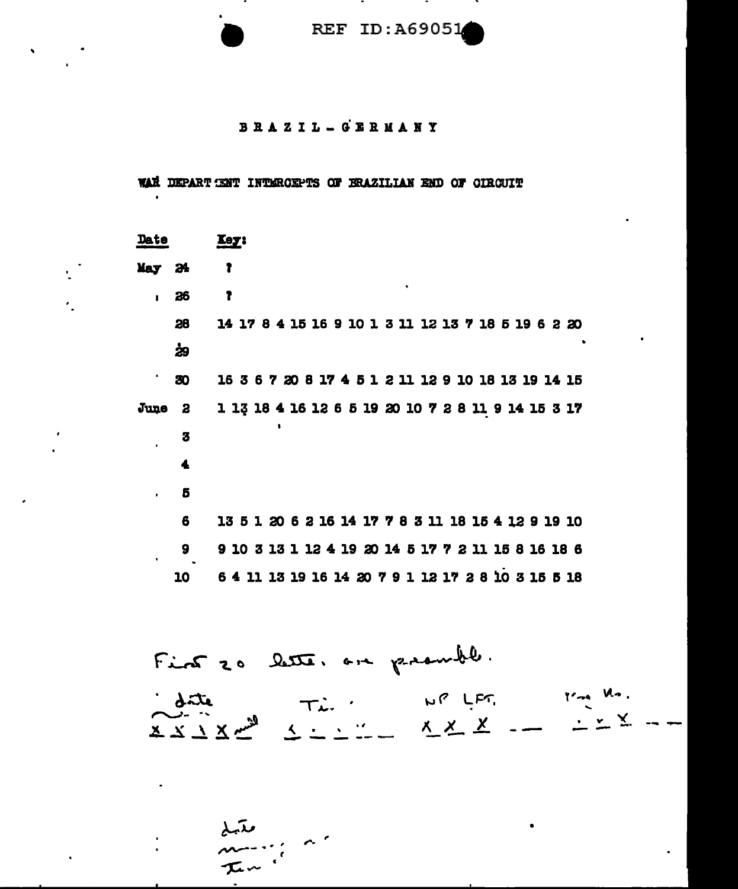REF ID:A69051

# BRAZIL - GERMANY

WAR DEPARTMENT INTERCEPTS OF BRAZILIAN END OF CIRCUIT

| Date | | Key: |
|---|---|---|
| May | 24 | ? |
| | 26 | ? |
| | 28 | 14 17 8 4 15 16 9 10 1 3 11 12 13 7 18 5 19 6 2 20 |
| | 29 | |
| | 30 | 16 3 6 7 20 8 17 4 5 1 2 11 12 9 10 18 13 19 14 15 |
| June | 2 | 1 13 18 4 16 12 6 5 19 20 10 7 2 8 11 9 14 15 3 17 |
| | 3 | |
| | 4 | |
| | 5 | |
| | 6 | 13 5 1 20 6 2 16 14 17 7 8 3 11 18 15 4 12 9 19 10 |
| | 9 | 9 10 3 13 1 12 4 19 20 14 5 17 7 2 11 15 8 16 18 6 |
| | 10 | 6 4 11 13 19 16 14 20 7 9 1 12 17 2 8 10 3 15 5 18 |

First 20 letters are preamble.

date — Time — NR LFT. — Msg. No.

x x 1 x — — — — — x x x — — — — — — —

date
month
Time